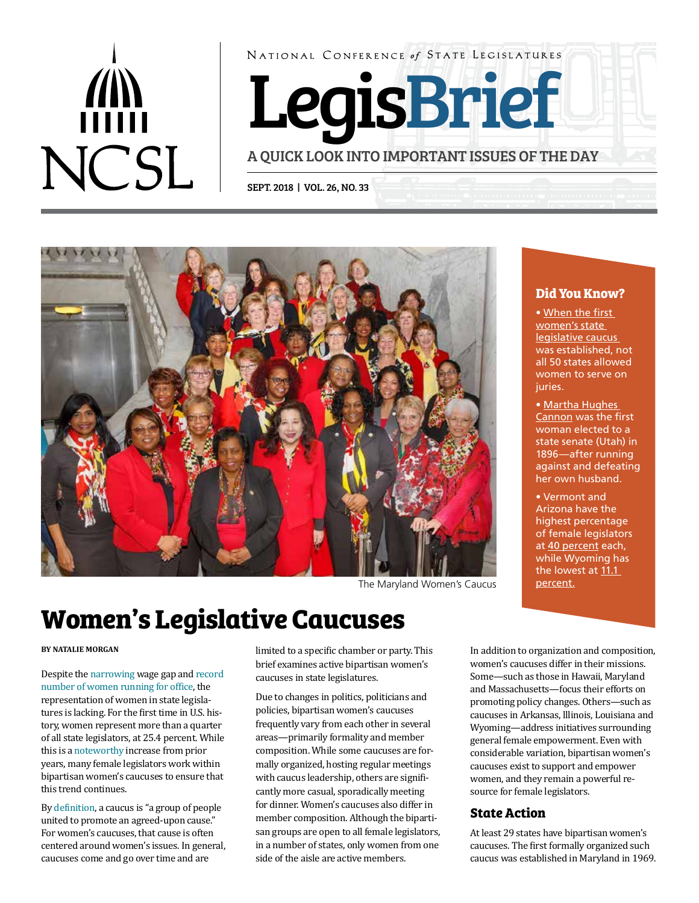NATIONAL CONFERENCE *of* STATE LEGISLATURES

# LegisBrief

A QUICK LOOK INTO IMPORTANT ISSUES OF THE DAY

SEPT. 2018 | VOL. 26, NO. 33

The Maryland Women's Caucus

### Did You Know?

- When the first women's state legislative caucus was established, not all 50 states allowed women to serve on juries.
- Martha Hughes Cannon was the first woman elected to a state senate (Utah) in 1896—after running against and defeating her own husband.
- Vermont and Arizona have the highest percentage of female legislators at 40 percent each, while Wyoming has the lowest at 11.1 percent.

# Women's Legislative Caucuses

**BY NATALIE MORGAN**

Despite the narrowing wage gap and record number of women running for office, the representation of women in state legislatures is lacking. For the first time in U.S. history, women represent more than a quarter of all state legislators, at 25.4 percent. While this is a noteworthy increase from prior years, many female legislators work within bipartisan women's caucuses to ensure that this trend continues.

By definition, a caucus is "a group of people united to promote an agreed-upon cause." For women's caucuses, that cause is often centered around women's issues. In general, caucuses come and go over time and are limited to a specific chamber or party. This brief examines active bipartisan women's caucuses in state legislatures.

Due to changes in politics, politicians and policies, bipartisan women's caucuses frequently vary from each other in several areas—primarily formality and member composition. While some caucuses are formally organized, hosting regular meetings with caucus leadership, others are significantly more casual, sporadically meeting for dinner. Women's caucuses also differ in member composition. Although the bipartisan groups are open to all female legislators, in a number of states, only women from one side of the aisle are active members.

In addition to organization and composition, women's caucuses differ in their missions. Some—such as those in Hawaii, Maryland and Massachusetts—focus their efforts on promoting policy changes. Others—such as caucuses in Arkansas, Illinois, Louisiana and Wyoming—address initiatives surrounding general female empowerment. Even with considerable variation, bipartisan women's caucuses exist to support and empower women, and they remain a powerful resource for female legislators.

## State Action

At least 29 states have bipartisan women's caucuses. The first formally organized such caucus was established in Maryland in 1969.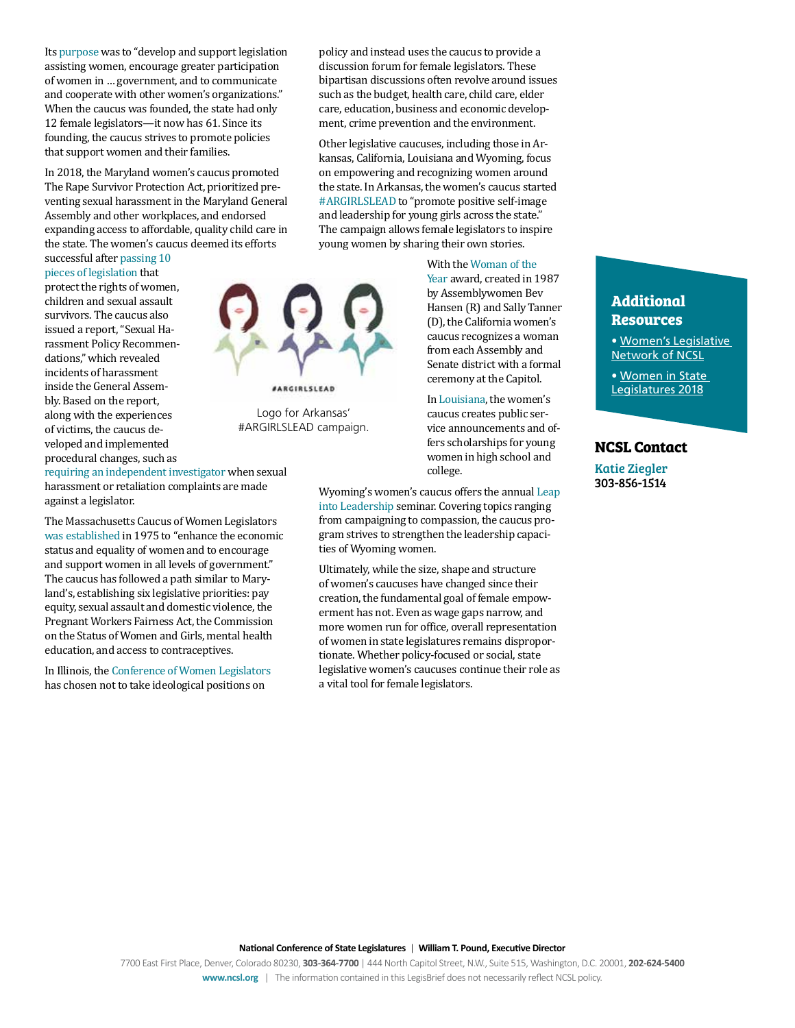Its purpose was to "develop and support legislation assisting women, encourage greater participation of women in … government, and to communicate and cooperate with other women's organizations." When the caucus was founded, the state had only 12 female legislators—it now has 61. Since its founding, the caucus strives to promote policies that support women and their families.

In 2018, the Maryland women's caucus promoted The Rape Survivor Protection Act, prioritized preventing sexual harassment in the Maryland General Assembly and other workplaces, and endorsed expanding access to affordable, quality child care in the state. The women's caucus deemed its efforts successful after passing 10 pieces of legislation that protect the rights of women, children and sexual assault survivors. The caucus also issued a report, "Sexual Harassment Policy Recommendations," which revealed incidents of harassment inside the General Assembly. Based on the report, along with the experiences of victims, the caucus developed and implemented procedural changes, such as requiring an independent investigator when sexual harassment or retaliation complaints are made against a legislator.

The Massachusetts Caucus of Women Legislators was established in 1975 to "enhance the economic status and equality of women and to encourage and support women in all levels of government." The caucus has followed a path similar to Maryland's, establishing six legislative priorities: pay equity, sexual assault and domestic violence, the Pregnant Workers Fairness Act, the Commission on the Status of Women and Girls, mental health education, and access to contraceptives.

In Illinois, the Conference of Women Legislators has chosen not to take ideological positions on policy and instead uses the caucus to provide a discussion forum for female legislators. These bipartisan discussions often revolve around issues such as the budget, health care, child care, elder care, education, business and economic development, crime prevention and the environment.

Other legislative caucuses, including those in Arkansas, California, Louisiana and Wyoming, focus on empowering and recognizing women around the state. In Arkansas, the women's caucus started #ARGIRLSLEAD to "promote positive self-image and leadership for young girls across the state." The campaign allows female legislators to inspire young women by sharing their own stories.

#ARGIRLSLEAD

Logo for Arkansas' #ARGIRLSLEAD campaign.

With the Woman of the Year award, created in 1987 by Assemblywomen Bev Hansen (R) and Sally Tanner (D), the California women's caucus recognizes a woman from each Assembly and Senate district with a formal ceremony at the Capitol.

In Louisiana, the women's caucus creates public service announcements and offers scholarships for young women in high school and college.

Wyoming's women's caucus offers the annual Leap into Leadership seminar. Covering topics ranging from campaigning to compassion, the caucus program strives to strengthen the leadership capacities of Wyoming women.

Ultimately, while the size, shape and structure of women's caucuses have changed since their creation, the fundamental goal of female empowerment has not. Even as wage gaps narrow, and more women run for office, overall representation of women in state legislatures remains disproportionate. Whether policy-focused or social, state legislative women's caucuses continue their role as a vital tool for female legislators.

## Additional Resources

- Women's Legislative Network of NCSL
- Women in State Legislatures 2018

## NCSL Contact

Katie Ziegler
303-856-1514

**National Conference of State Legislatures** | **William T. Pound, Executive Director**

7700 East First Place, Denver, Colorado 80230, **303-364-7700** | 444 North Capitol Street, N.W., Suite 515, Washington, D.C. 20001, **202-624-5400**

**www.ncsl.org** | The information contained in this LegisBrief does not necessarily reflect NCSL policy.